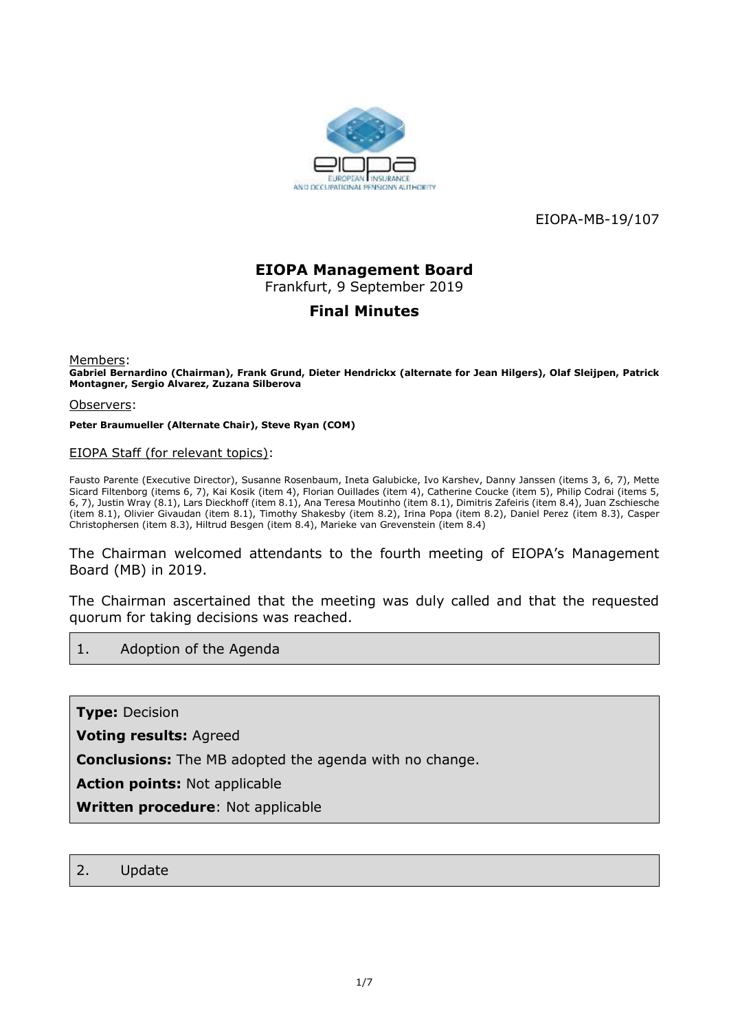EIOPA-MB-19/107

# EIOPA Management Board

Frankfurt, 9 September 2019

## Final Minutes

Members:

**Gabriel Bernardino (Chairman), Frank Grund, Dieter Hendrickx (alternate for Jean Hilgers), Olaf Sleijpen, Patrick Montagner, Sergio Alvarez, Zuzana Silberova**

Observers:

**Peter Braumueller (Alternate Chair), Steve Ryan (COM)**

EIOPA Staff (for relevant topics):

Fausto Parente (Executive Director), Susanne Rosenbaum, Ineta Galubicke, Ivo Karshev, Danny Janssen (items 3, 6, 7), Mette Sicard Filtenborg (items 6, 7), Kai Kosik (item 4), Florian Ouillades (item 4), Catherine Coucke (item 5), Philip Codrai (items 5, 6, 7), Justin Wray (8.1), Lars Dieckhoff (item 8.1), Ana Teresa Moutinho (item 8.1), Dimitris Zafeiris (item 8.4), Juan Zschiesche (item 8.1), Olivier Givaudan (item 8.1), Timothy Shakesby (item 8.2), Irina Popa (item 8.2), Daniel Perez (item 8.3), Casper Christophersen (item 8.3), Hiltrud Besgen (item 8.4), Marieke van Grevenstein (item 8.4)

The Chairman welcomed attendants to the fourth meeting of EIOPA's Management Board (MB) in 2019.

The Chairman ascertained that the meeting was duly called and that the requested quorum for taking decisions was reached.

### 1. Adoption of the Agenda

**Type:** Decision

**Voting results:** Agreed

**Conclusions:** The MB adopted the agenda with no change.

**Action points:** Not applicable

**Written procedure**: Not applicable

### 2. Update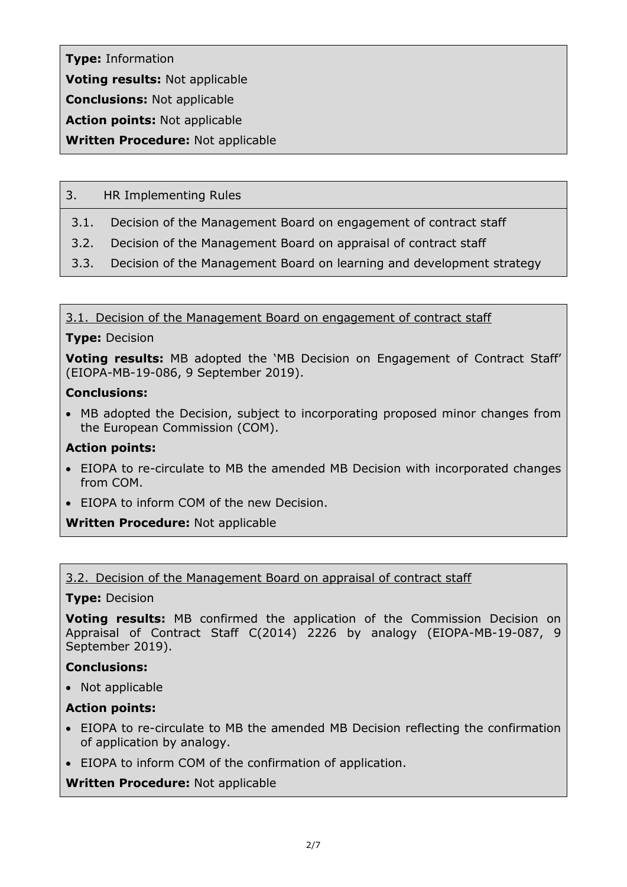**Type:** Information

**Voting results:** Not applicable

**Conclusions:** Not applicable

**Action points:** Not applicable

**Written Procedure:** Not applicable

3. HR Implementing Rules

- 3.1. Decision of the Management Board on engagement of contract staff
- 3.2. Decision of the Management Board on appraisal of contract staff
- 3.3. Decision of the Management Board on learning and development strategy

3.1. Decision of the Management Board on engagement of contract staff

**Type:** Decision

**Voting results:** MB adopted the 'MB Decision on Engagement of Contract Staff' (EIOPA-MB-19-086, 9 September 2019).

**Conclusions:**

- MB adopted the Decision, subject to incorporating proposed minor changes from the European Commission (COM).

**Action points:**

- EIOPA to re-circulate to MB the amended MB Decision with incorporated changes from COM.
- EIOPA to inform COM of the new Decision.

**Written Procedure:** Not applicable

3.2. Decision of the Management Board on appraisal of contract staff

**Type:** Decision

**Voting results:** MB confirmed the application of the Commission Decision on Appraisal of Contract Staff C(2014) 2226 by analogy (EIOPA-MB-19-087, 9 September 2019).

**Conclusions:**

- Not applicable

**Action points:**

- EIOPA to re-circulate to MB the amended MB Decision reflecting the confirmation of application by analogy.
- EIOPA to inform COM of the confirmation of application.

**Written Procedure:** Not applicable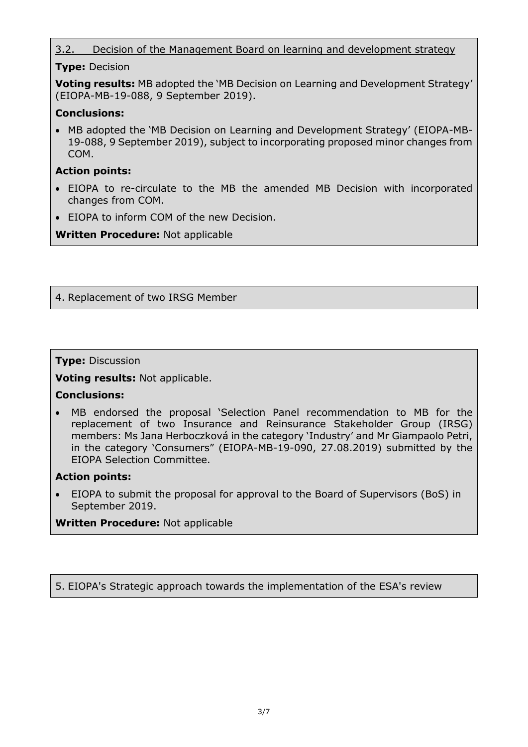### 3.2. Decision of the Management Board on learning and development strategy

**Type:** Decision

**Voting results:** MB adopted the 'MB Decision on Learning and Development Strategy' (EIOPA-MB-19-088, 9 September 2019).

**Conclusions:**

- MB adopted the 'MB Decision on Learning and Development Strategy' (EIOPA-MB-19-088, 9 September 2019), subject to incorporating proposed minor changes from COM.

**Action points:**

- EIOPA to re-circulate to the MB the amended MB Decision with incorporated changes from COM.
- EIOPA to inform COM of the new Decision.

**Written Procedure:** Not applicable

## 4. Replacement of two IRSG Member

**Type:** Discussion

**Voting results:** Not applicable.

**Conclusions:**

- MB endorsed the proposal 'Selection Panel recommendation to MB for the replacement of two Insurance and Reinsurance Stakeholder Group (IRSG) members: Ms Jana Herboczková in the category 'Industry' and Mr Giampaolo Petri, in the category 'Consumers" (EIOPA-MB-19-090, 27.08.2019) submitted by the EIOPA Selection Committee.

**Action points:**

- EIOPA to submit the proposal for approval to the Board of Supervisors (BoS) in September 2019.

**Written Procedure:** Not applicable

## 5. EIOPA's Strategic approach towards the implementation of the ESA's review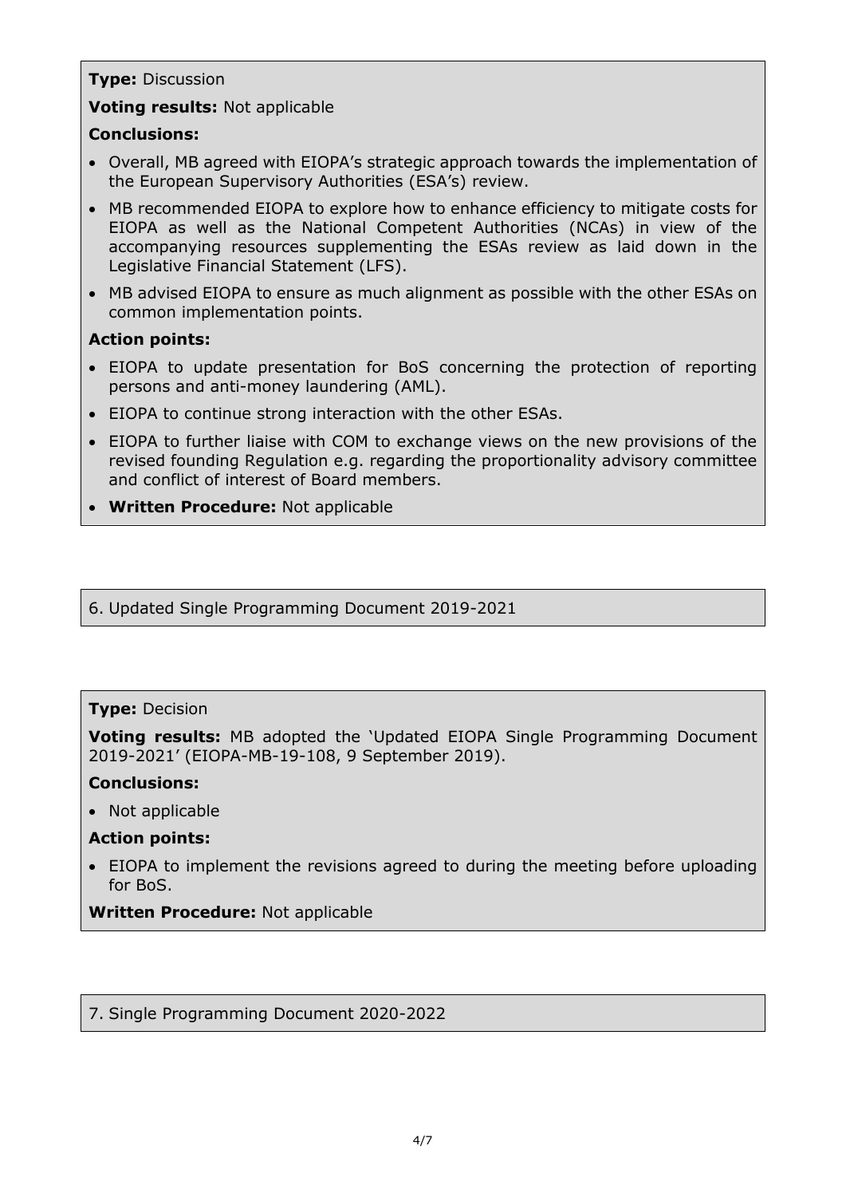**Type:** Discussion

**Voting results:** Not applicable

**Conclusions:**

- Overall, MB agreed with EIOPA's strategic approach towards the implementation of the European Supervisory Authorities (ESA's) review.
- MB recommended EIOPA to explore how to enhance efficiency to mitigate costs for EIOPA as well as the National Competent Authorities (NCAs) in view of the accompanying resources supplementing the ESAs review as laid down in the Legislative Financial Statement (LFS).
- MB advised EIOPA to ensure as much alignment as possible with the other ESAs on common implementation points.

**Action points:**

- EIOPA to update presentation for BoS concerning the protection of reporting persons and anti-money laundering (AML).
- EIOPA to continue strong interaction with the other ESAs.
- EIOPA to further liaise with COM to exchange views on the new provisions of the revised founding Regulation e.g. regarding the proportionality advisory committee and conflict of interest of Board members.
- **Written Procedure:** Not applicable

6. Updated Single Programming Document 2019-2021

**Type:** Decision

**Voting results:** MB adopted the 'Updated EIOPA Single Programming Document 2019-2021' (EIOPA-MB-19-108, 9 September 2019).

**Conclusions:**

- Not applicable

**Action points:**

- EIOPA to implement the revisions agreed to during the meeting before uploading for BoS.

**Written Procedure:** Not applicable

7. Single Programming Document 2020-2022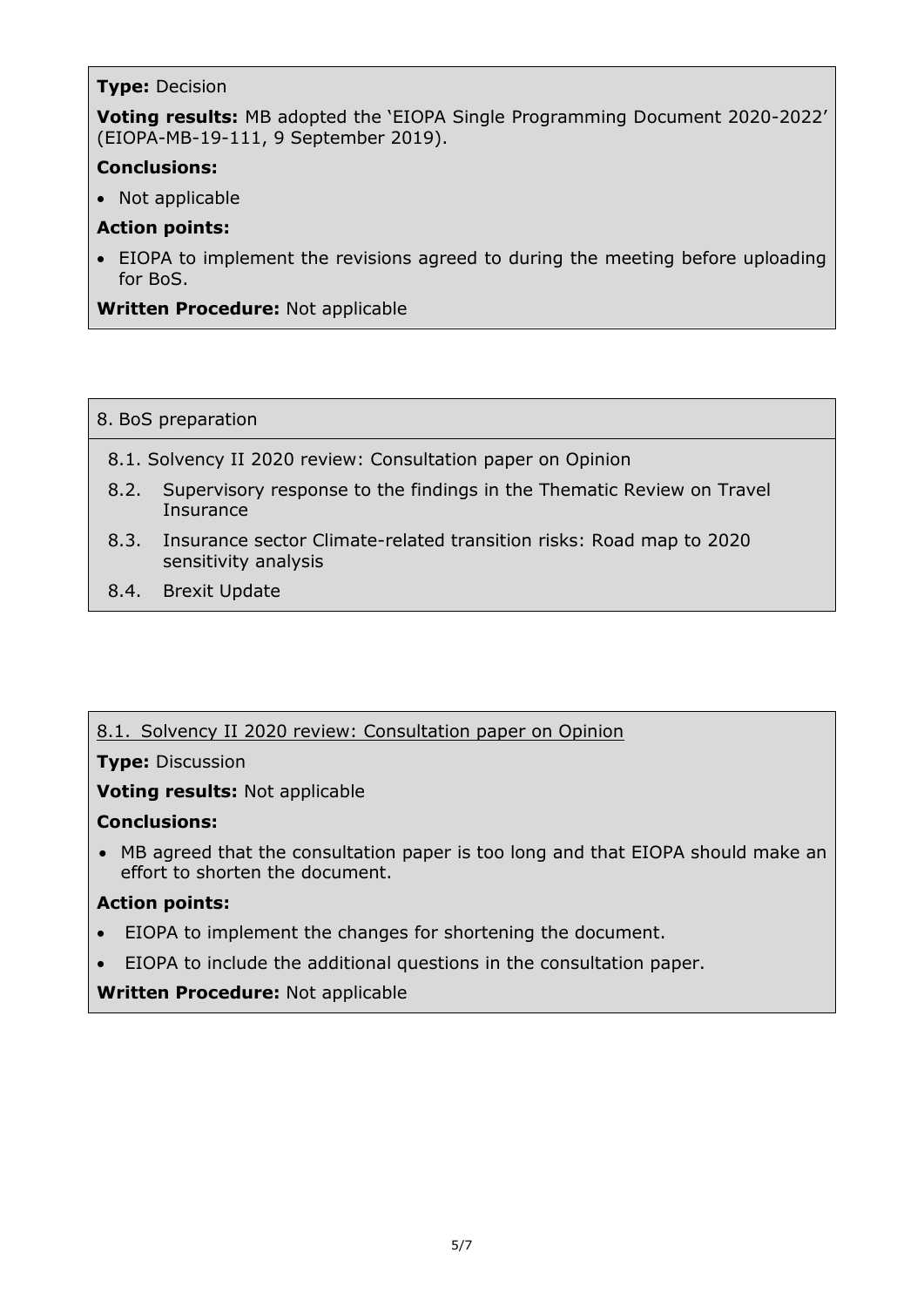**Type:** Decision

**Voting results:** MB adopted the 'EIOPA Single Programming Document 2020-2022' (EIOPA-MB-19-111, 9 September 2019).

**Conclusions:**

- Not applicable

**Action points:**

- EIOPA to implement the revisions agreed to during the meeting before uploading for BoS.

**Written Procedure:** Not applicable

8. BoS preparation

8.1. Solvency II 2020 review: Consultation paper on Opinion

8.2. Supervisory response to the findings in the Thematic Review on Travel Insurance

8.3. Insurance sector Climate-related transition risks: Road map to 2020 sensitivity analysis

8.4. Brexit Update

8.1. Solvency II 2020 review: Consultation paper on Opinion

**Type:** Discussion

**Voting results:** Not applicable

**Conclusions:**

- MB agreed that the consultation paper is too long and that EIOPA should make an effort to shorten the document.

**Action points:**

- EIOPA to implement the changes for shortening the document.
- EIOPA to include the additional questions in the consultation paper.

**Written Procedure:** Not applicable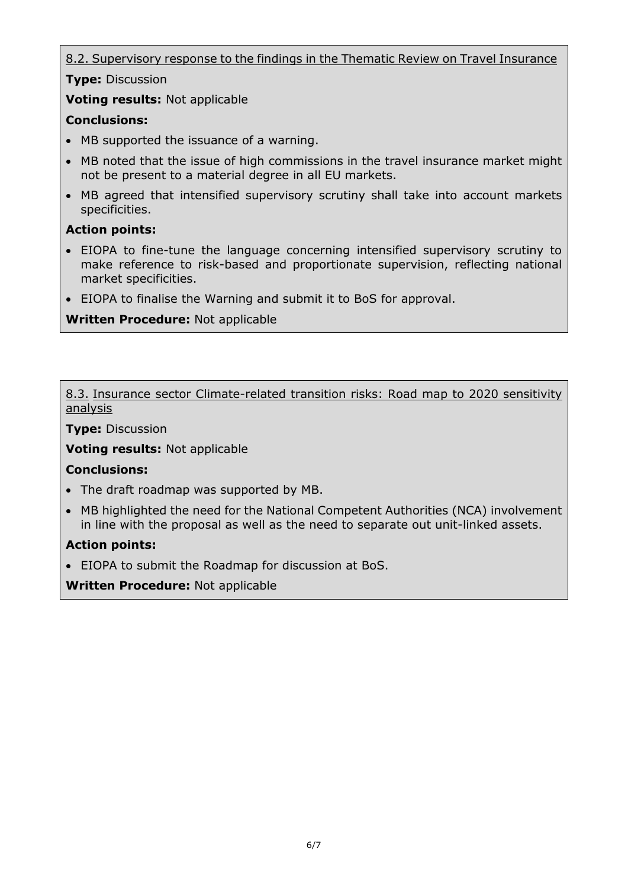8.2. Supervisory response to the findings in the Thematic Review on Travel Insurance

**Type:** Discussion

**Voting results:** Not applicable

**Conclusions:**

- MB supported the issuance of a warning.
- MB noted that the issue of high commissions in the travel insurance market might not be present to a material degree in all EU markets.
- MB agreed that intensified supervisory scrutiny shall take into account markets specificities.

**Action points:**

- EIOPA to fine-tune the language concerning intensified supervisory scrutiny to make reference to risk-based and proportionate supervision, reflecting national market specificities.
- EIOPA to finalise the Warning and submit it to BoS for approval.

**Written Procedure:** Not applicable

8.3. Insurance sector Climate-related transition risks: Road map to 2020 sensitivity analysis

**Type:** Discussion

**Voting results:** Not applicable

**Conclusions:**

- The draft roadmap was supported by MB.
- MB highlighted the need for the National Competent Authorities (NCA) involvement in line with the proposal as well as the need to separate out unit-linked assets.

**Action points:**

- EIOPA to submit the Roadmap for discussion at BoS.

**Written Procedure:** Not applicable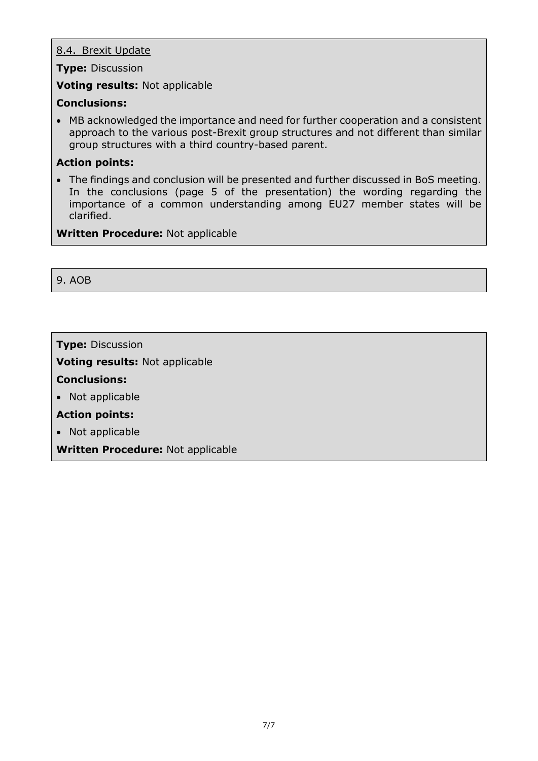8.4. Brexit Update

**Type:** Discussion

**Voting results:** Not applicable

**Conclusions:**

- MB acknowledged the importance and need for further cooperation and a consistent approach to the various post-Brexit group structures and not different than similar group structures with a third country-based parent.

**Action points:**

- The findings and conclusion will be presented and further discussed in BoS meeting. In the conclusions (page 5 of the presentation) the wording regarding the importance of a common understanding among EU27 member states will be clarified.

**Written Procedure:** Not applicable

9. AOB

**Type:** Discussion

**Voting results:** Not applicable

**Conclusions:**

- Not applicable

**Action points:**

- Not applicable

**Written Procedure:** Not applicable